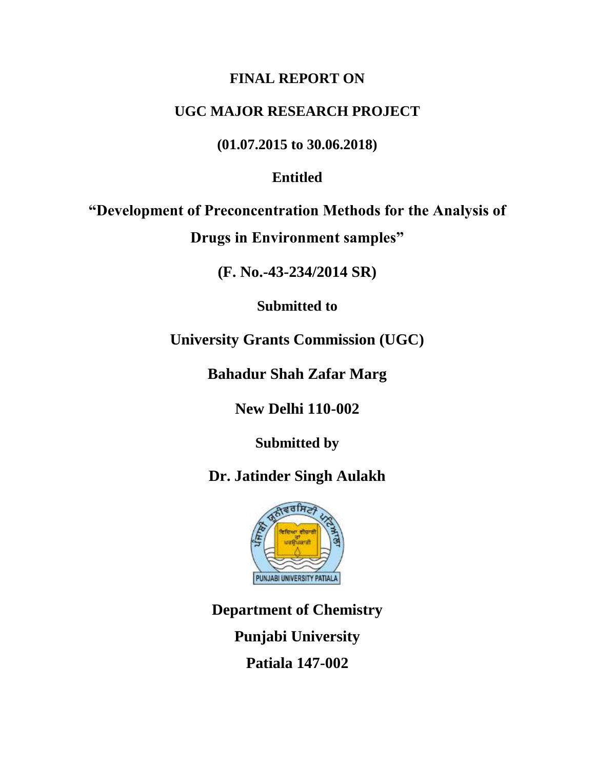# FINAL REPORT ON

## UGC MAJOR RESEARCH PROJECT

**(01.07.2015 to 30.06.2018)**

**Entitled**

## "Development of Preconcentration Methods for the Analysis of Drugs in Environment samples"

**(F. No.-43-234/2014 SR)**

**Submitted to**

**University Grants Commission (UGC)**

**Bahadur Shah Zafar Marg**

**New Delhi 110-002**

**Submitted by**

**Dr. Jatinder Singh Aulakh**

**Department of Chemistry**

**Punjabi University**

**Patiala 147-002**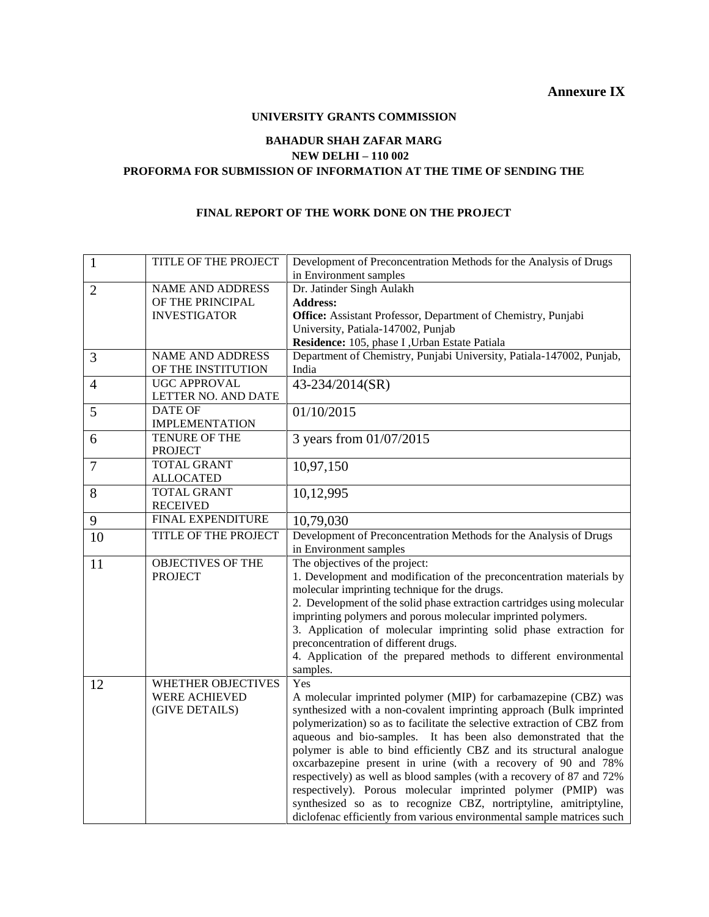**Annexure IX**

**UNIVERSITY GRANTS COMMISSION**

**BAHADUR SHAH ZAFAR MARG**
**NEW DELHI – 110 002**
**PROFORMA FOR SUBMISSION OF INFORMATION AT THE TIME OF SENDING THE**

**FINAL REPORT OF THE WORK DONE ON THE PROJECT**

| | | |
|---|---|---|
| 1 | TITLE OF THE PROJECT | Development of Preconcentration Methods for the Analysis of Drugs in Environment samples |
| 2 | NAME AND ADDRESS OF THE PRINCIPAL INVESTIGATOR | Dr. Jatinder Singh Aulakh<br>**Address:**<br>**Office:** Assistant Professor, Department of Chemistry, Punjabi University, Patiala-147002, Punjab<br>**Residence:** 105, phase I ,Urban Estate Patiala |
| 3 | NAME AND ADDRESS OF THE INSTITUTION | Department of Chemistry, Punjabi University, Patiala-147002, Punjab, India |
| 4 | UGC APPROVAL LETTER NO. AND DATE | 43-234/2014(SR) |
| 5 | DATE OF IMPLEMENTATION | 01/10/2015 |
| 6 | TENURE OF THE PROJECT | 3 years from 01/07/2015 |
| 7 | TOTAL GRANT ALLOCATED | 10,97,150 |
| 8 | TOTAL GRANT RECEIVED | 10,12,995 |
| 9 | FINAL EXPENDITURE | 10,79,030 |
| 10 | TITLE OF THE PROJECT | Development of Preconcentration Methods for the Analysis of Drugs in Environment samples |
| 11 | OBJECTIVES OF THE PROJECT | The objectives of the project:<br>1. Development and modification of the preconcentration materials by molecular imprinting technique for the drugs.<br>2. Development of the solid phase extraction cartridges using molecular imprinting polymers and porous molecular imprinted polymers.<br>3. Application of molecular imprinting solid phase extraction for preconcentration of different drugs.<br>4. Application of the prepared methods to different environmental samples. |
| 12 | WHETHER OBJECTIVES WERE ACHIEVED (GIVE DETAILS) | Yes<br>A molecular imprinted polymer (MIP) for carbamazepine (CBZ) was synthesized with a non-covalent imprinting approach (Bulk imprinted polymerization) so as to facilitate the selective extraction of CBZ from aqueous and bio-samples. It has been also demonstrated that the polymer is able to bind efficiently CBZ and its structural analogue oxcarbazepine present in urine (with a recovery of 90 and 78% respectively) as well as blood samples (with a recovery of 87 and 72% respectively). Porous molecular imprinted polymer (PMIP) was synthesized so as to recognize CBZ, nortriptyline, amitriptyline, diclofenac efficiently from various environmental sample matrices such |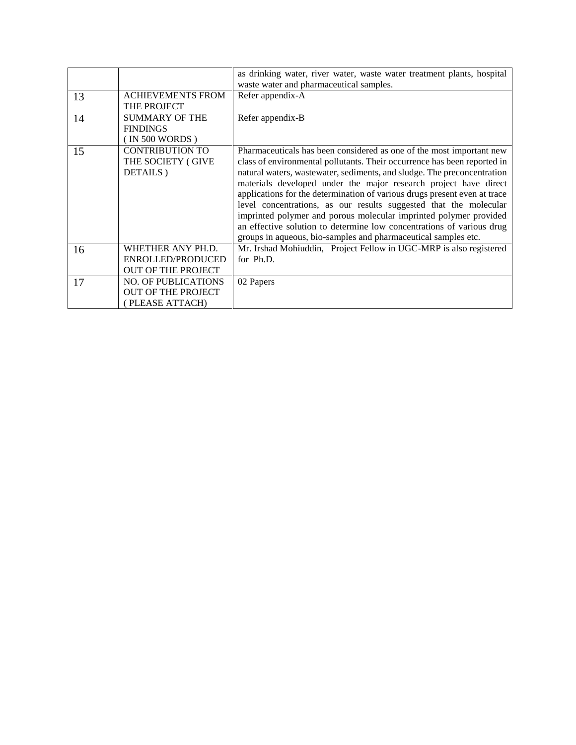|  |  |  |
|---|---|---|
|  |  | as drinking water, river water, waste water treatment plants, hospital waste water and pharmaceutical samples. |
| 13 | ACHIEVEMENTS FROM THE PROJECT | Refer appendix-A |
| 14 | SUMMARY OF THE FINDINGS ( IN 500 WORDS ) | Refer appendix-B |
| 15 | CONTRIBUTION TO THE SOCIETY ( GIVE DETAILS ) | Pharmaceuticals has been considered as one of the most important new class of environmental pollutants. Their occurrence has been reported in natural waters, wastewater, sediments, and sludge. The preconcentration materials developed under the major research project have direct applications for the determination of various drugs present even at trace level concentrations, as our results suggested that the molecular imprinted polymer and porous molecular imprinted polymer provided an effective solution to determine low concentrations of various drug groups in aqueous, bio-samples and pharmaceutical samples etc. |
| 16 | WHETHER ANY PH.D. ENROLLED/PRODUCED OUT OF THE PROJECT | Mr. Irshad Mohiuddin, Project Fellow in UGC-MRP is also registered for Ph.D. |
| 17 | NO. OF PUBLICATIONS OUT OF THE PROJECT ( PLEASE ATTACH) | 02 Papers |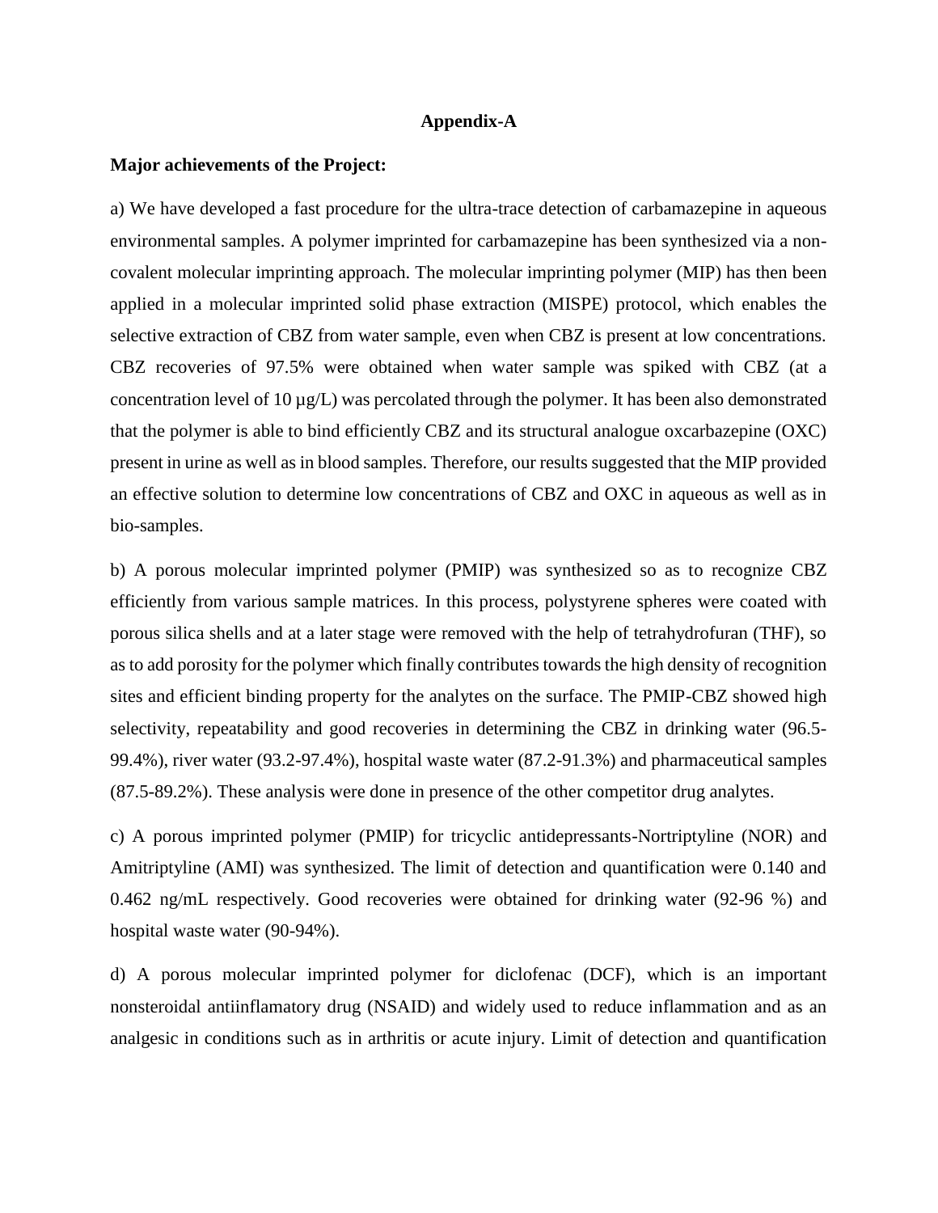**Appendix-A**

**Major achievements of the Project:**

a) We have developed a fast procedure for the ultra-trace detection of carbamazepine in aqueous environmental samples. A polymer imprinted for carbamazepine has been synthesized via a non-covalent molecular imprinting approach. The molecular imprinting polymer (MIP) has then been applied in a molecular imprinted solid phase extraction (MISPE) protocol, which enables the selective extraction of CBZ from water sample, even when CBZ is present at low concentrations. CBZ recoveries of 97.5% were obtained when water sample was spiked with CBZ (at a concentration level of 10 µg/L) was percolated through the polymer. It has been also demonstrated that the polymer is able to bind efficiently CBZ and its structural analogue oxcarbazepine (OXC) present in urine as well as in blood samples. Therefore, our results suggested that the MIP provided an effective solution to determine low concentrations of CBZ and OXC in aqueous as well as in bio-samples.

b) A porous molecular imprinted polymer (PMIP) was synthesized so as to recognize CBZ efficiently from various sample matrices. In this process, polystyrene spheres were coated with porous silica shells and at a later stage were removed with the help of tetrahydrofuran (THF), so as to add porosity for the polymer which finally contributes towards the high density of recognition sites and efficient binding property for the analytes on the surface. The PMIP-CBZ showed high selectivity, repeatability and good recoveries in determining the CBZ in drinking water (96.5-99.4%), river water (93.2-97.4%), hospital waste water (87.2-91.3%) and pharmaceutical samples (87.5-89.2%). These analysis were done in presence of the other competitor drug analytes.

c) A porous imprinted polymer (PMIP) for tricyclic antidepressants-Nortriptyline (NOR) and Amitriptyline (AMI) was synthesized. The limit of detection and quantification were 0.140 and 0.462 ng/mL respectively. Good recoveries were obtained for drinking water (92-96 %) and hospital waste water (90-94%).

d) A porous molecular imprinted polymer for diclofenac (DCF), which is an important nonsteroidal antiinflamatory drug (NSAID) and widely used to reduce inflammation and as an analgesic in conditions such as in arthritis or acute injury. Limit of detection and quantification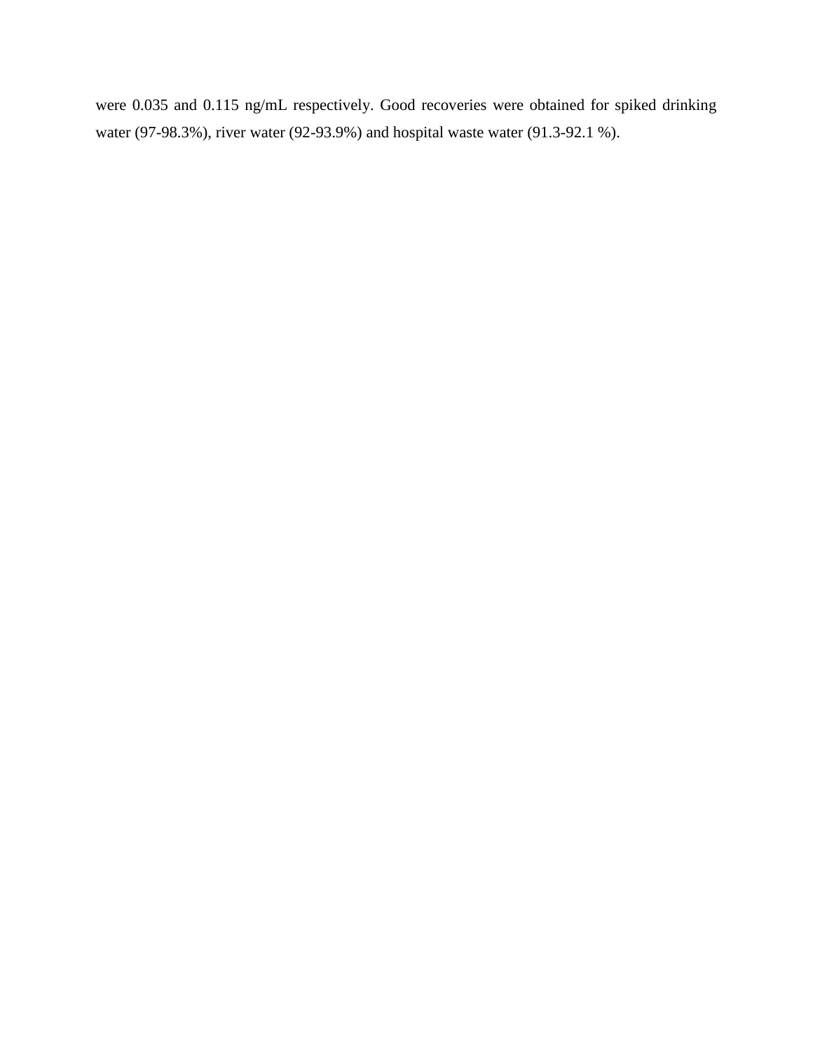were 0.035 and 0.115 ng/mL respectively. Good recoveries were obtained for spiked drinking water (97-98.3%), river water (92-93.9%) and hospital waste water (91.3-92.1 %).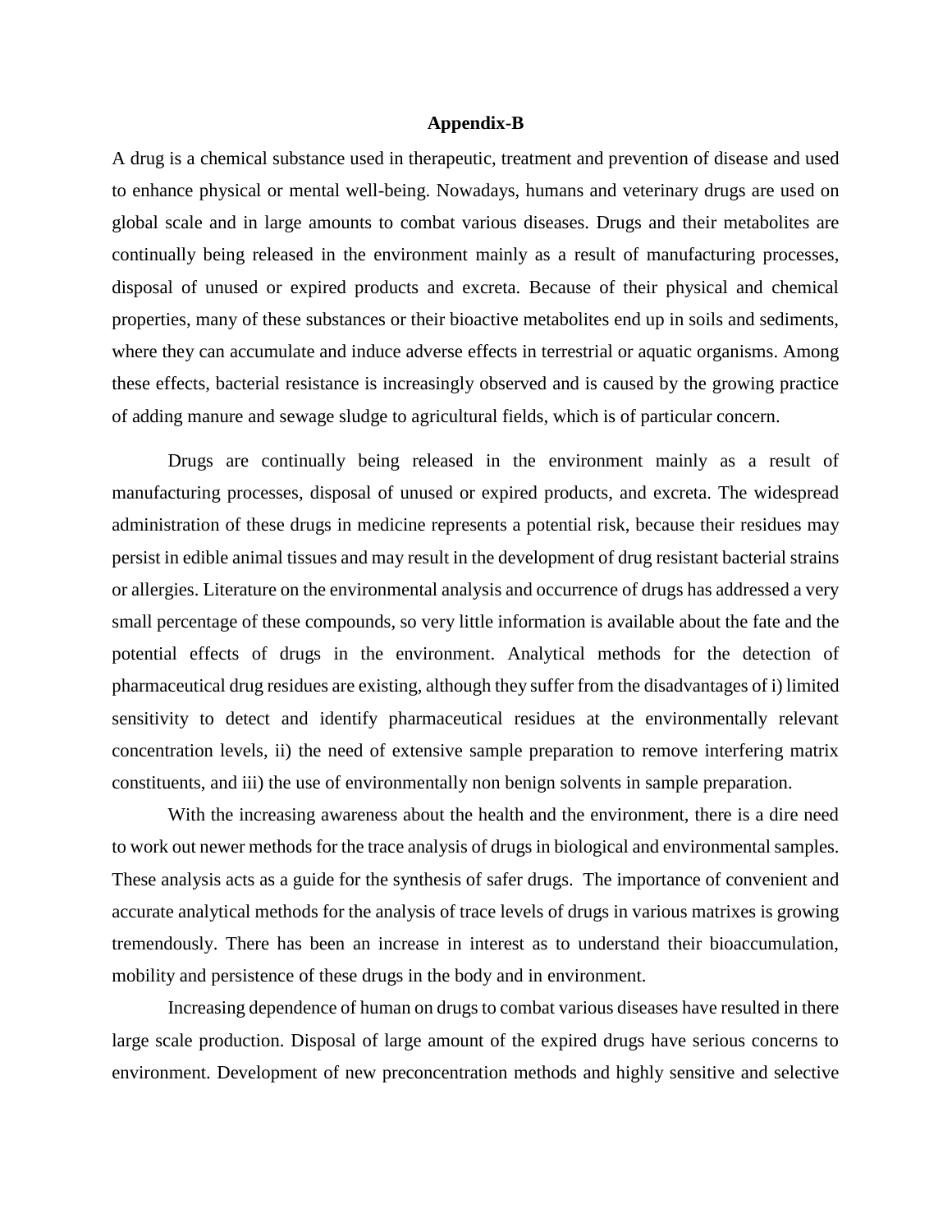**Appendix-B**

A drug is a chemical substance used in therapeutic, treatment and prevention of disease and used to enhance physical or mental well-being. Nowadays, humans and veterinary drugs are used on global scale and in large amounts to combat various diseases. Drugs and their metabolites are continually being released in the environment mainly as a result of manufacturing processes, disposal of unused or expired products and excreta. Because of their physical and chemical properties, many of these substances or their bioactive metabolites end up in soils and sediments, where they can accumulate and induce adverse effects in terrestrial or aquatic organisms. Among these effects, bacterial resistance is increasingly observed and is caused by the growing practice of adding manure and sewage sludge to agricultural fields, which is of particular concern.

Drugs are continually being released in the environment mainly as a result of manufacturing processes, disposal of unused or expired products, and excreta. The widespread administration of these drugs in medicine represents a potential risk, because their residues may persist in edible animal tissues and may result in the development of drug resistant bacterial strains or allergies. Literature on the environmental analysis and occurrence of drugs has addressed a very small percentage of these compounds, so very little information is available about the fate and the potential effects of drugs in the environment. Analytical methods for the detection of pharmaceutical drug residues are existing, although they suffer from the disadvantages of i) limited sensitivity to detect and identify pharmaceutical residues at the environmentally relevant concentration levels, ii) the need of extensive sample preparation to remove interfering matrix constituents, and iii) the use of environmentally non benign solvents in sample preparation.

With the increasing awareness about the health and the environment, there is a dire need to work out newer methods for the trace analysis of drugs in biological and environmental samples. These analysis acts as a guide for the synthesis of safer drugs. The importance of convenient and accurate analytical methods for the analysis of trace levels of drugs in various matrixes is growing tremendously. There has been an increase in interest as to understand their bioaccumulation, mobility and persistence of these drugs in the body and in environment.

Increasing dependence of human on drugs to combat various diseases have resulted in there large scale production. Disposal of large amount of the expired drugs have serious concerns to environment. Development of new preconcentration methods and highly sensitive and selective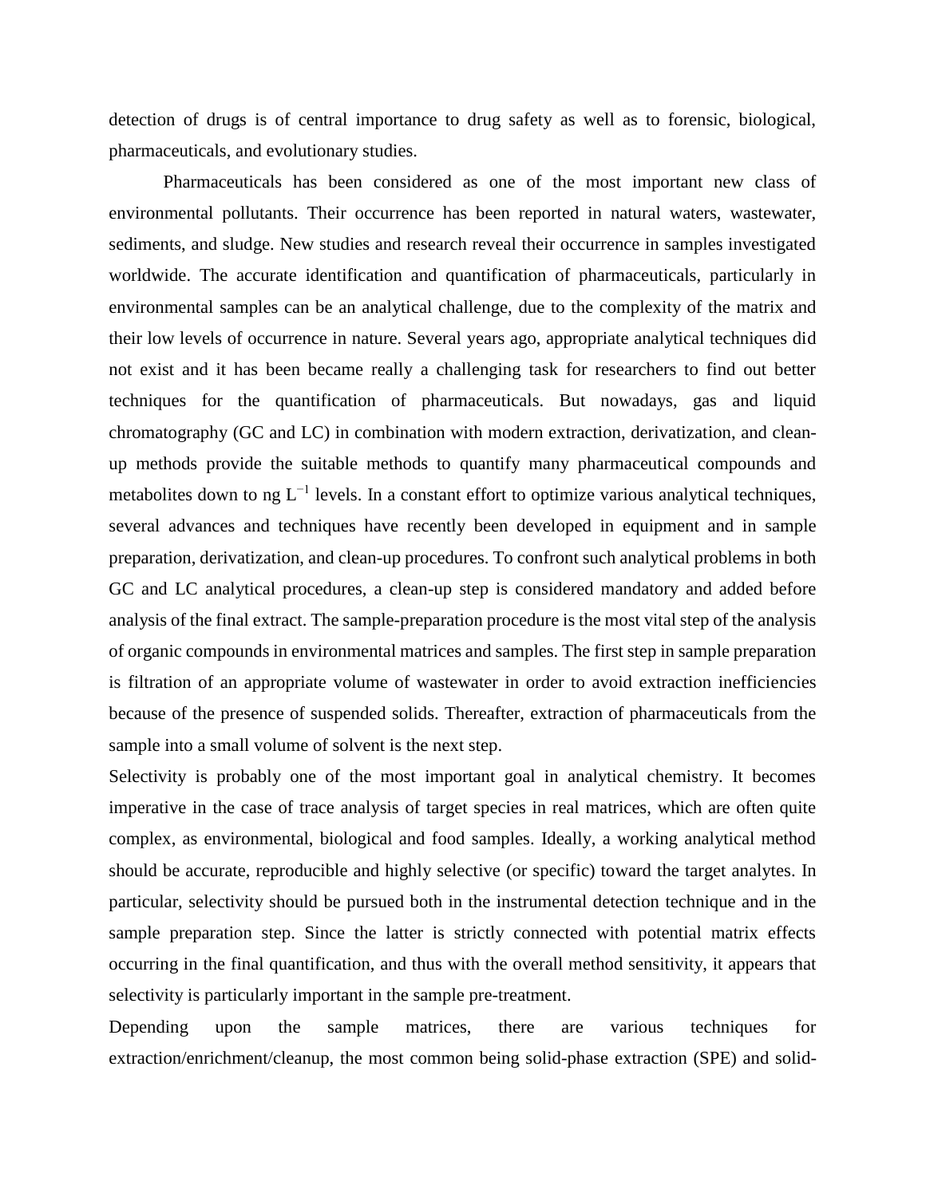detection of drugs is of central importance to drug safety as well as to forensic, biological, pharmaceuticals, and evolutionary studies.

Pharmaceuticals has been considered as one of the most important new class of environmental pollutants. Their occurrence has been reported in natural waters, wastewater, sediments, and sludge. New studies and research reveal their occurrence in samples investigated worldwide. The accurate identification and quantification of pharmaceuticals, particularly in environmental samples can be an analytical challenge, due to the complexity of the matrix and their low levels of occurrence in nature. Several years ago, appropriate analytical techniques did not exist and it has been became really a challenging task for researchers to find out better techniques for the quantification of pharmaceuticals. But nowadays, gas and liquid chromatography (GC and LC) in combination with modern extraction, derivatization, and clean-up methods provide the suitable methods to quantify many pharmaceutical compounds and metabolites down to ng $L^{-1}$ levels. In a constant effort to optimize various analytical techniques, several advances and techniques have recently been developed in equipment and in sample preparation, derivatization, and clean-up procedures. To confront such analytical problems in both GC and LC analytical procedures, a clean-up step is considered mandatory and added before analysis of the final extract. The sample-preparation procedure is the most vital step of the analysis of organic compounds in environmental matrices and samples. The first step in sample preparation is filtration of an appropriate volume of wastewater in order to avoid extraction inefficiencies because of the presence of suspended solids. Thereafter, extraction of pharmaceuticals from the sample into a small volume of solvent is the next step.

Selectivity is probably one of the most important goal in analytical chemistry. It becomes imperative in the case of trace analysis of target species in real matrices, which are often quite complex, as environmental, biological and food samples. Ideally, a working analytical method should be accurate, reproducible and highly selective (or specific) toward the target analytes. In particular, selectivity should be pursued both in the instrumental detection technique and in the sample preparation step. Since the latter is strictly connected with potential matrix effects occurring in the final quantification, and thus with the overall method sensitivity, it appears that selectivity is particularly important in the sample pre-treatment.

Depending upon the sample matrices, there are various techniques for extraction/enrichment/cleanup, the most common being solid-phase extraction (SPE) and solid-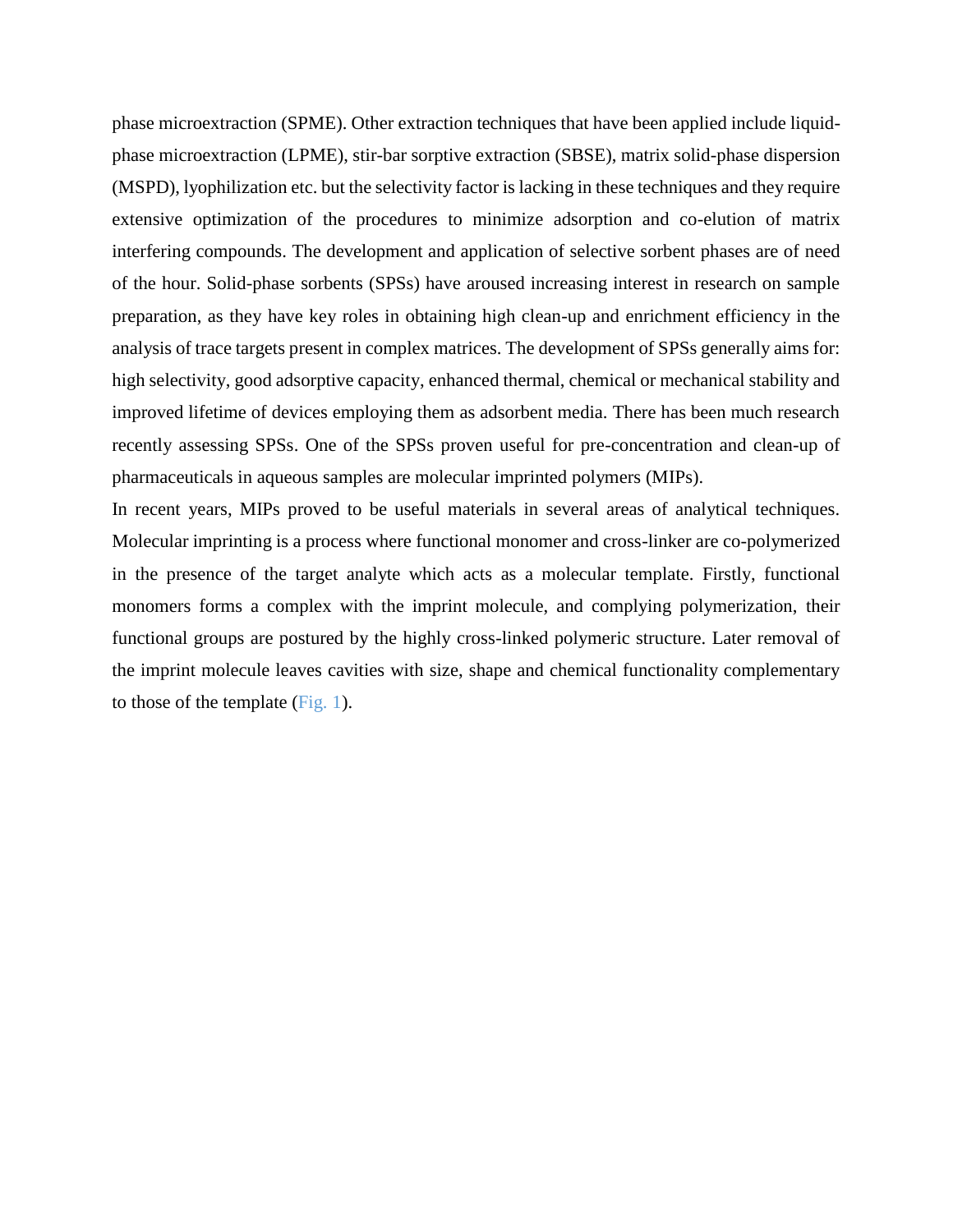phase microextraction (SPME). Other extraction techniques that have been applied include liquid-phase microextraction (LPME), stir-bar sorptive extraction (SBSE), matrix solid-phase dispersion (MSPD), lyophilization etc. but the selectivity factor is lacking in these techniques and they require extensive optimization of the procedures to minimize adsorption and co-elution of matrix interfering compounds. The development and application of selective sorbent phases are of need of the hour. Solid-phase sorbents (SPSs) have aroused increasing interest in research on sample preparation, as they have key roles in obtaining high clean-up and enrichment efficiency in the analysis of trace targets present in complex matrices. The development of SPSs generally aims for: high selectivity, good adsorptive capacity, enhanced thermal, chemical or mechanical stability and improved lifetime of devices employing them as adsorbent media. There has been much research recently assessing SPSs. One of the SPSs proven useful for pre-concentration and clean-up of pharmaceuticals in aqueous samples are molecular imprinted polymers (MIPs).

In recent years, MIPs proved to be useful materials in several areas of analytical techniques. Molecular imprinting is a process where functional monomer and cross-linker are co-polymerized in the presence of the target analyte which acts as a molecular template. Firstly, functional monomers forms a complex with the imprint molecule, and complying polymerization, their functional groups are postured by the highly cross-linked polymeric structure. Later removal of the imprint molecule leaves cavities with size, shape and chemical functionality complementary to those of the template (Fig. 1).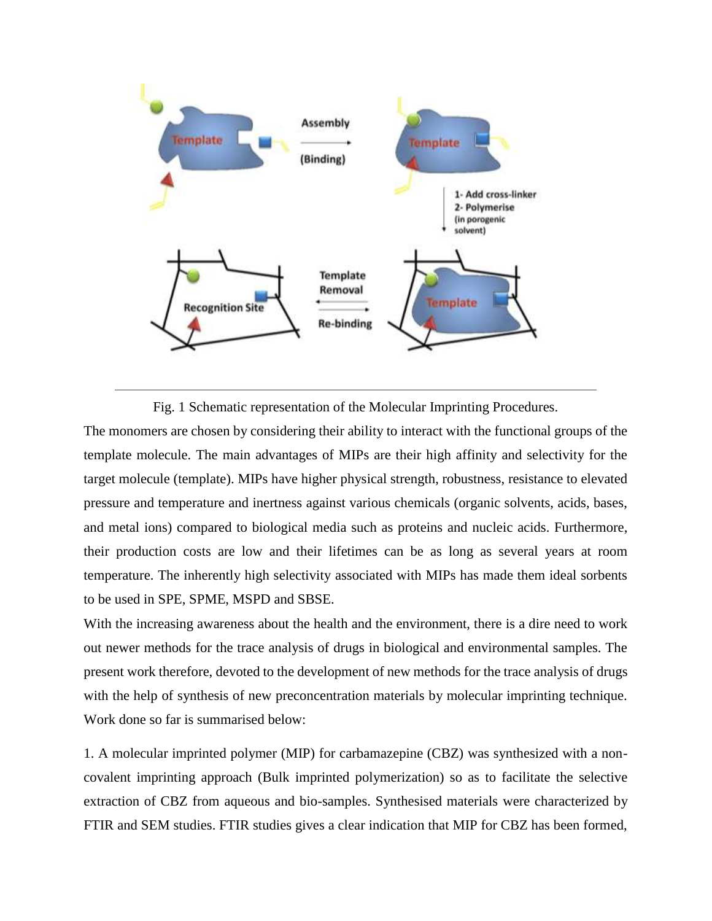Fig. 1 Schematic representation of the Molecular Imprinting Procedures.

The monomers are chosen by considering their ability to interact with the functional groups of the template molecule. The main advantages of MIPs are their high affinity and selectivity for the target molecule (template). MIPs have higher physical strength, robustness, resistance to elevated pressure and temperature and inertness against various chemicals (organic solvents, acids, bases, and metal ions) compared to biological media such as proteins and nucleic acids. Furthermore, their production costs are low and their lifetimes can be as long as several years at room temperature. The inherently high selectivity associated with MIPs has made them ideal sorbents to be used in SPE, SPME, MSPD and SBSE.

With the increasing awareness about the health and the environment, there is a dire need to work out newer methods for the trace analysis of drugs in biological and environmental samples. The present work therefore, devoted to the development of new methods for the trace analysis of drugs with the help of synthesis of new preconcentration materials by molecular imprinting technique. Work done so far is summarised below:

1. A molecular imprinted polymer (MIP) for carbamazepine (CBZ) was synthesized with a non-covalent imprinting approach (Bulk imprinted polymerization) so as to facilitate the selective extraction of CBZ from aqueous and bio-samples. Synthesised materials were characterized by FTIR and SEM studies. FTIR studies gives a clear indication that MIP for CBZ has been formed,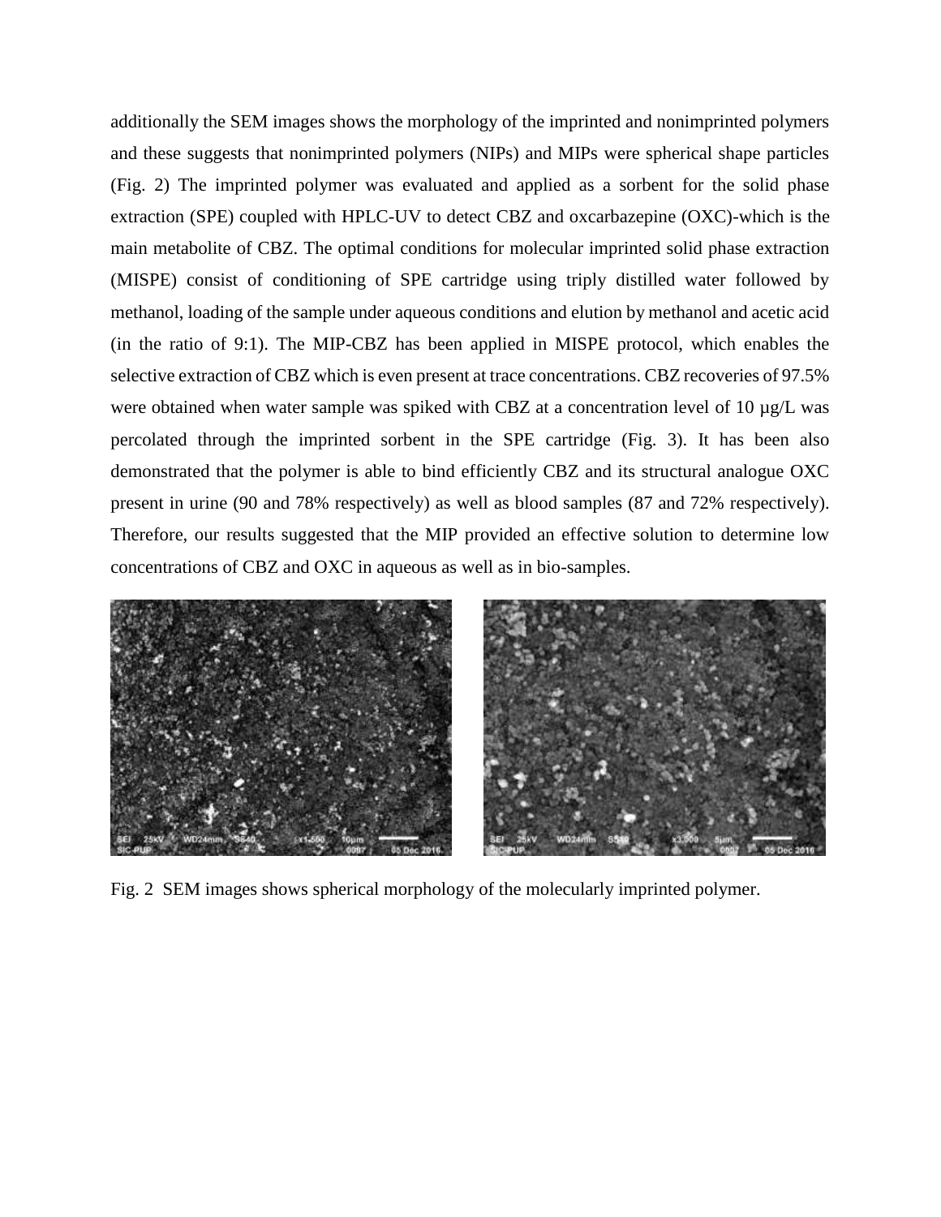additionally the SEM images shows the morphology of the imprinted and nonimprinted polymers and these suggests that nonimprinted polymers (NIPs) and MIPs were spherical shape particles (Fig. 2) The imprinted polymer was evaluated and applied as a sorbent for the solid phase extraction (SPE) coupled with HPLC-UV to detect CBZ and oxcarbazepine (OXC)-which is the main metabolite of CBZ. The optimal conditions for molecular imprinted solid phase extraction (MISPE) consist of conditioning of SPE cartridge using triply distilled water followed by methanol, loading of the sample under aqueous conditions and elution by methanol and acetic acid (in the ratio of 9:1). The MIP-CBZ has been applied in MISPE protocol, which enables the selective extraction of CBZ which is even present at trace concentrations. CBZ recoveries of 97.5% were obtained when water sample was spiked with CBZ at a concentration level of 10 µg/L was percolated through the imprinted sorbent in the SPE cartridge (Fig. 3). It has been also demonstrated that the polymer is able to bind efficiently CBZ and its structural analogue OXC present in urine (90 and 78% respectively) as well as blood samples (87 and 72% respectively). Therefore, our results suggested that the MIP provided an effective solution to determine low concentrations of CBZ and OXC in aqueous as well as in bio-samples.

Fig. 2 SEM images shows spherical morphology of the molecularly imprinted polymer.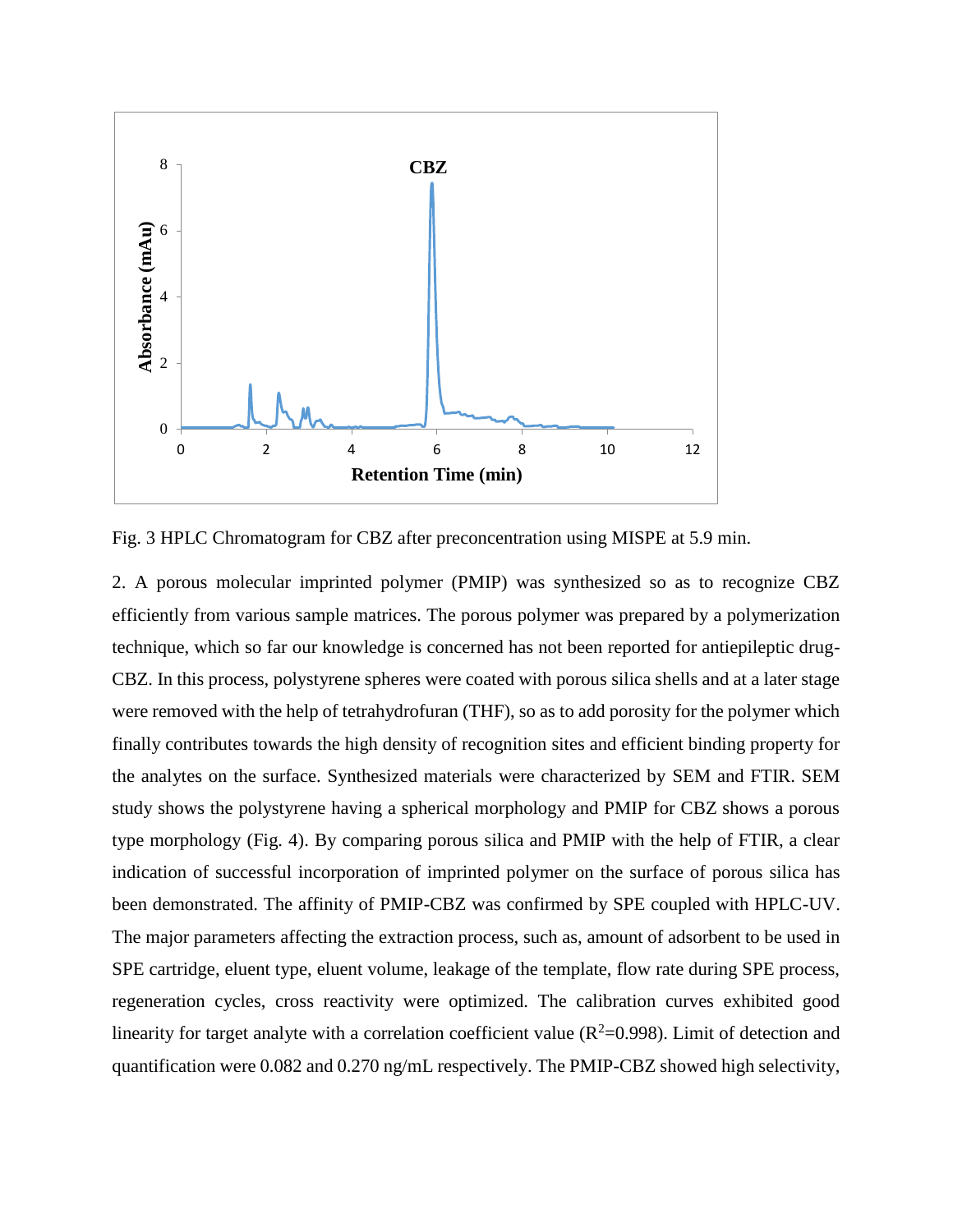Fig. 3 HPLC Chromatogram for CBZ after preconcentration using MISPE at 5.9 min.

2. A porous molecular imprinted polymer (PMIP) was synthesized so as to recognize CBZ efficiently from various sample matrices. The porous polymer was prepared by a polymerization technique, which so far our knowledge is concerned has not been reported for antiepileptic drug-CBZ. In this process, polystyrene spheres were coated with porous silica shells and at a later stage were removed with the help of tetrahydrofuran (THF), so as to add porosity for the polymer which finally contributes towards the high density of recognition sites and efficient binding property for the analytes on the surface. Synthesized materials were characterized by SEM and FTIR. SEM study shows the polystyrene having a spherical morphology and PMIP for CBZ shows a porous type morphology (Fig. 4). By comparing porous silica and PMIP with the help of FTIR, a clear indication of successful incorporation of imprinted polymer on the surface of porous silica has been demonstrated. The affinity of PMIP-CBZ was confirmed by SPE coupled with HPLC-UV. The major parameters affecting the extraction process, such as, amount of adsorbent to be used in SPE cartridge, eluent type, eluent volume, leakage of the template, flow rate during SPE process, regeneration cycles, cross reactivity were optimized. The calibration curves exhibited good linearity for target analyte with a correlation coefficient value ($R^2$=0.998). Limit of detection and quantification were 0.082 and 0.270 ng/mL respectively. The PMIP-CBZ showed high selectivity,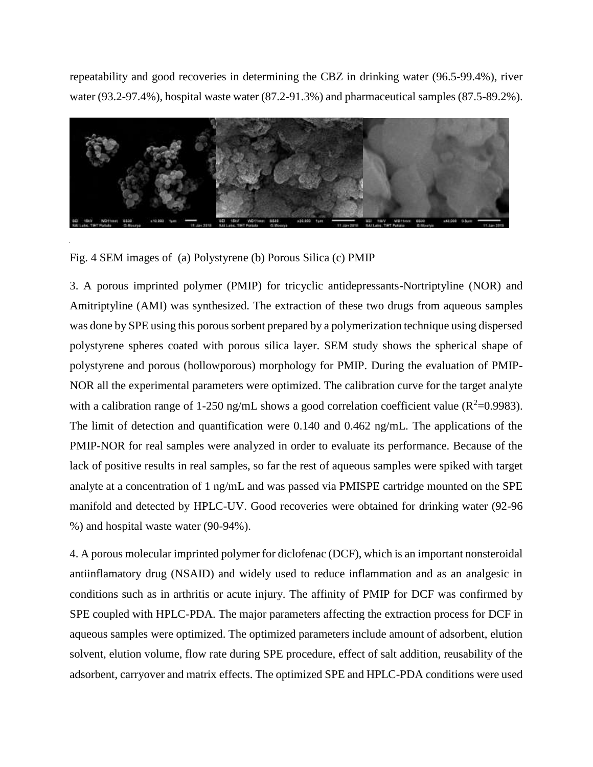repeatability and good recoveries in determining the CBZ in drinking water (96.5-99.4%), river water (93.2-97.4%), hospital waste water (87.2-91.3%) and pharmaceutical samples (87.5-89.2%).

Fig. 4 SEM images of (a) Polystyrene (b) Porous Silica (c) PMIP

3. A porous imprinted polymer (PMIP) for tricyclic antidepressants-Nortriptyline (NOR) and Amitriptyline (AMI) was synthesized. The extraction of these two drugs from aqueous samples was done by SPE using this porous sorbent prepared by a polymerization technique using dispersed polystyrene spheres coated with porous silica layer. SEM study shows the spherical shape of polystyrene and porous (hollowporous) morphology for PMIP. During the evaluation of PMIP-NOR all the experimental parameters were optimized. The calibration curve for the target analyte with a calibration range of 1-250 ng/mL shows a good correlation coefficient value ($R^2$=0.9983). The limit of detection and quantification were 0.140 and 0.462 ng/mL. The applications of the PMIP-NOR for real samples were analyzed in order to evaluate its performance. Because of the lack of positive results in real samples, so far the rest of aqueous samples were spiked with target analyte at a concentration of 1 ng/mL and was passed via PMISPE cartridge mounted on the SPE manifold and detected by HPLC-UV. Good recoveries were obtained for drinking water (92-96 %) and hospital waste water (90-94%).

4. A porous molecular imprinted polymer for diclofenac (DCF), which is an important nonsteroidal antiinflamatory drug (NSAID) and widely used to reduce inflammation and as an analgesic in conditions such as in arthritis or acute injury. The affinity of PMIP for DCF was confirmed by SPE coupled with HPLC-PDA. The major parameters affecting the extraction process for DCF in aqueous samples were optimized. The optimized parameters include amount of adsorbent, elution solvent, elution volume, flow rate during SPE procedure, effect of salt addition, reusability of the adsorbent, carryover and matrix effects. The optimized SPE and HPLC-PDA conditions were used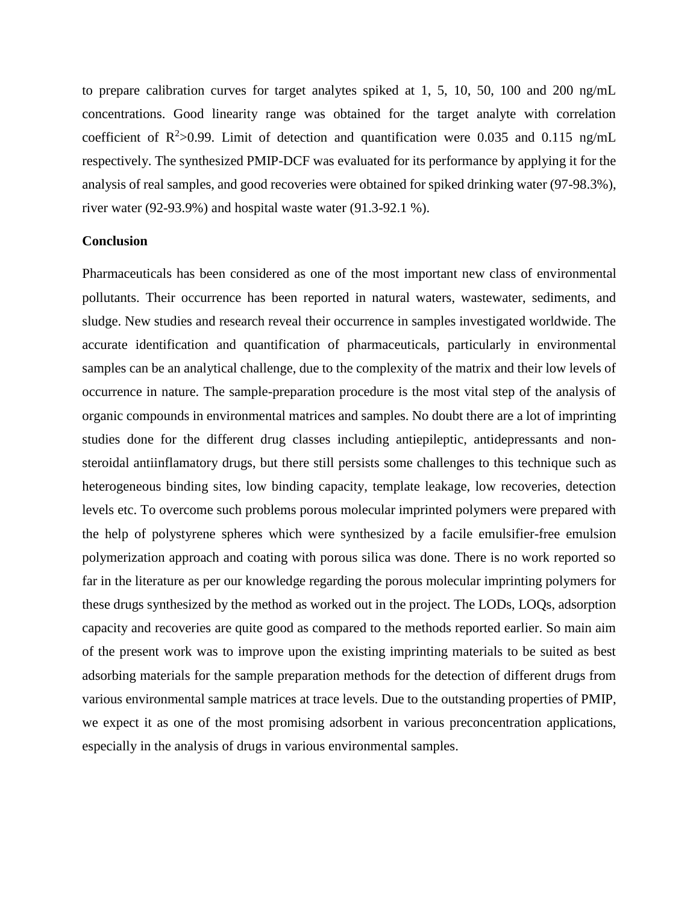to prepare calibration curves for target analytes spiked at 1, 5, 10, 50, 100 and 200 ng/mL concentrations. Good linearity range was obtained for the target analyte with correlation coefficient of $R^2$>0.99. Limit of detection and quantification were 0.035 and 0.115 ng/mL respectively. The synthesized PMIP-DCF was evaluated for its performance by applying it for the analysis of real samples, and good recoveries were obtained for spiked drinking water (97-98.3%), river water (92-93.9%) and hospital waste water (91.3-92.1 %).

**Conclusion**

Pharmaceuticals has been considered as one of the most important new class of environmental pollutants. Their occurrence has been reported in natural waters, wastewater, sediments, and sludge. New studies and research reveal their occurrence in samples investigated worldwide. The accurate identification and quantification of pharmaceuticals, particularly in environmental samples can be an analytical challenge, due to the complexity of the matrix and their low levels of occurrence in nature. The sample-preparation procedure is the most vital step of the analysis of organic compounds in environmental matrices and samples. No doubt there are a lot of imprinting studies done for the different drug classes including antiepileptic, antidepressants and non-steroidal antiinflamatory drugs, but there still persists some challenges to this technique such as heterogeneous binding sites, low binding capacity, template leakage, low recoveries, detection levels etc. To overcome such problems porous molecular imprinted polymers were prepared with the help of polystyrene spheres which were synthesized by a facile emulsifier-free emulsion polymerization approach and coating with porous silica was done. There is no work reported so far in the literature as per our knowledge regarding the porous molecular imprinting polymers for these drugs synthesized by the method as worked out in the project. The LODs, LOQs, adsorption capacity and recoveries are quite good as compared to the methods reported earlier. So main aim of the present work was to improve upon the existing imprinting materials to be suited as best adsorbing materials for the sample preparation methods for the detection of different drugs from various environmental sample matrices at trace levels. Due to the outstanding properties of PMIP, we expect it as one of the most promising adsorbent in various preconcentration applications, especially in the analysis of drugs in various environmental samples.